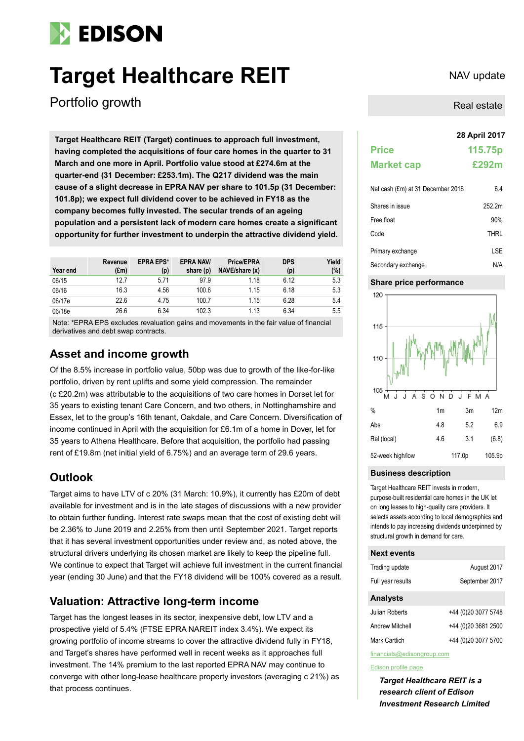# Target Healthcare REIT

## Portfolio growth

NAV update

Real estate

**Target Healthcare REIT (Target) continues to approach full investment, having completed the acquisitions of four care homes in the quarter to 31 March and one more in April. Portfolio value stood at £274.6m at the quarter-end (31 December: £253.1m). The Q217 dividend was the main cause of a slight decrease in EPRA NAV per share to 101.5p (31 December: 101.8p); we expect full dividend cover to be achieved in FY18 as the company becomes fully invested. The secular trends of an ageing population and a persistent lack of modern care homes create a significant opportunity for further investment to underpin the attractive dividend yield.**

| Year end | Revenue (£m) | EPRA EPS* (p) | EPRA NAV/ share (p) | Price/EPRA NAVE/share (x) | DPS (p) | Yield (%) |
|---|---|---|---|---|---|---|
| 06/15 | 12.7 | 5.71 | 97.9 | 1.18 | 6.12 | 5.3 |
| 06/16 | 16.3 | 4.56 | 100.6 | 1.15 | 6.18 | 5.3 |
| 06/17e | 22.6 | 4.75 | 100.7 | 1.15 | 6.28 | 5.4 |
| 06/18e | 26.6 | 6.34 | 102.3 | 1.13 | 6.34 | 5.5 |

Note: *EPRA EPS excludes revaluation gains and movements in the fair value of financial derivatives and debt swap contracts.

## Asset and income growth

Of the 8.5% increase in portfolio value, 50bp was due to growth of the like-for-like portfolio, driven by rent uplifts and some yield compression. The remainder (c £20.2m) was attributable to the acquisitions of two care homes in Dorset let for 35 years to existing tenant Care Concern, and two others, in Nottinghamshire and Essex, let to the group's 16th tenant, Oakdale, and Care Concern. Diversification of income continued in April with the acquisition for £6.1m of a home in Dover, let for 35 years to Athena Healthcare. Before that acquisition, the portfolio had passing rent of £19.8m (net initial yield of 6.75%) and an average term of 29.6 years.

## Outlook

Target aims to have LTV of c 20% (31 March: 10.9%), it currently has £20m of debt available for investment and is in the late stages of discussions with a new provider to obtain further funding. Interest rate swaps mean that the cost of existing debt will be 2.36% to June 2019 and 2.25% from then until September 2021. Target reports that it has several investment opportunities under review and, as noted above, the structural drivers underlying its chosen market are likely to keep the pipeline full. We continue to expect that Target will achieve full investment in the current financial year (ending 30 June) and that the FY18 dividend will be 100% covered as a result.

## Valuation: Attractive long-term income

Target has the longest leases in its sector, inexpensive debt, low LTV and a prospective yield of 5.4% (FTSE EPRA NAREIT index 3.4%). We expect its growing portfolio of income streams to cover the attractive dividend fully in FY18, and Target's shares have performed well in recent weeks as it approaches full investment. The 14% premium to the last reported EPRA NAV may continue to converge with other long-lease healthcare property investors (averaging c 21%) as that process continues.

**28 April 2017**

| | |
|---|---|
| **Price** | **115.75p** |
| **Market cap** | **£292m** |

| | |
|---|---|
| Net cash (£m) at 31 December 2016 | 6.4 |
| Shares in issue | 252.2m |
| Free float | 90% |
| Code | THRL |
| Primary exchange | LSE |
| Secondary exchange | N/A |

### Share price performance

| % | 1m | 3m | 12m |
|---|---|---|---|
| Abs | 4.8 | 5.2 | 6.9 |
| Rel (local) | 4.6 | 3.1 | (6.8) |
| 52-week high/low | | 117.0p | 105.9p |

### Business description

Target Healthcare REIT invests in modern, purpose-built residential care homes in the UK let on long leases to high-quality care providers. It selects assets according to local demographics and intends to pay increasing dividends underpinned by structural growth in demand for care.

### Next events

| | |
|---|---|
| Trading update | August 2017 |
| Full year results | September 2017 |

### Analysts

| | |
|---|---|
| Julian Roberts | +44 (0)20 3077 5748 |
| Andrew Mitchell | +44 (0)20 3681 2500 |
| Mark Cartlich | +44 (0)20 3077 5700 |

financials@edisongroup.com

Edison profile page

***Target Healthcare REIT is a research client of Edison Investment Research Limited***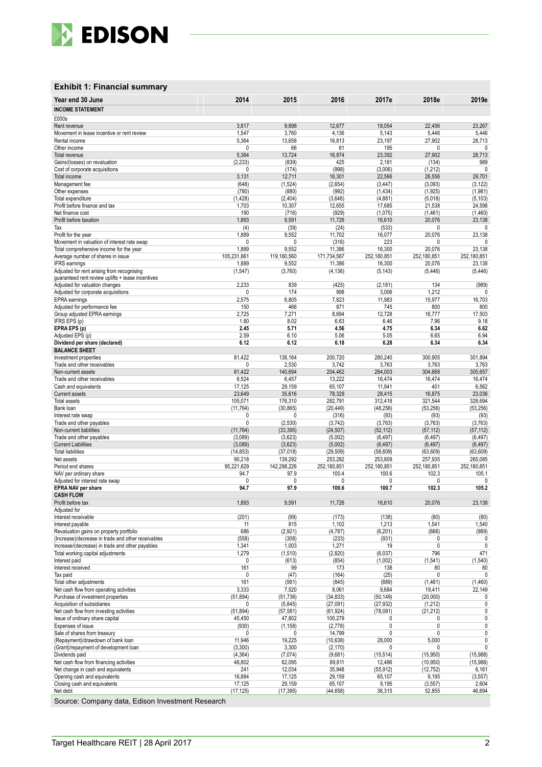## Exhibit 1: Financial summary

| Year end 30 June | 2014 | 2015 | 2016 | 2017e | 2018e | 2019e |
|---|---|---|---|---|---|---|
| **INCOME STATEMENT** | | | | | | |
| £000s | | | | | | |
| Rent revenue | 3,817 | 9,898 | 12,677 | 18,054 | 22,456 | 23,267 |
| Movement in lease incentive or rent review | 1,547 | 3,760 | 4,136 | 5,143 | 5,446 | 5,446 |
| Rental income | 5,364 | 13,658 | 16,813 | 23,197 | 27,902 | 28,713 |
| Other income | 0 | 66 | 61 | 195 | 0 | 0 |
| Total revenue | 5,364 | 13,724 | 16,874 | 23,392 | 27,902 | 28,713 |
| Gains/(losses) on revaluation | (2,233) | (839) | 425 | 2,181 | (134) | 989 |
| Cost of corporate acquisitions | 0 | (174) | (998) | (3,006) | (1,212) | 0 |
| Total income | 3,131 | 12,711 | 16,301 | 22,566 | 26,556 | 29,701 |
| Management fee | (648) | (1,524) | (2,654) | (3,447) | (3,093) | (3,122) |
| Other expenses | (780) | (880) | (992) | (1,434) | (1,925) | (1,981) |
| Total expenditure | (1,428) | (2,404) | (3,646) | (4,881) | (5,018) | (5,103) |
| Profit before finance and tax | 1,703 | 10,307 | 12,655 | 17,685 | 21,538 | 24,598 |
| Net finance cost | 190 | (716) | (929) | (1,075) | (1,461) | (1,460) |
| Profit before taxation | 1,893 | 9,591 | 11,726 | 16,610 | 20,076 | 23,138 |
| Tax | (4) | (39) | (24) | (533) | 0 | 0 |
| Profit for the year | 1,889 | 9,552 | 11,702 | 16,077 | 20,076 | 23,138 |
| Movement in valuation of interest rate swap | 0 | 0 | (316) | 223 | 0 | 0 |
| Total comprehensive income for the year | 1,889 | 9,552 | 11,386 | 16,300 | 20,076 | 23,138 |
| Average number of shares in issue | 105,231,661 | 119,160,560 | 171,734,587 | 252,180,851 | 252,180,851 | 252,180,851 |
| IFRS earnings | 1,889 | 9,552 | 11,386 | 16,300 | 20,076 | 23,138 |
| Adjusted for rent arising from recognising guaranteed rent review uplifts + lease incentives | (1,547) | (3,760) | (4,136) | (5,143) | (5,446) | (5,446) |
| Adjusted for valuation changes | 2,233 | 839 | (425) | (2,181) | 134 | (989) |
| Adjusted for corporate acquisitions | 0 | 174 | 998 | 3,006 | 1,212 | 0 |
| EPRA earnings | 2,575 | 6,805 | 7,823 | 11,983 | 15,977 | 16,703 |
| Adjusted for performance fee | 150 | 466 | 871 | 745 | 800 | 800 |
| Group adjusted EPRA earnings | 2,725 | 7,271 | 8,694 | 12,728 | 16,777 | 17,503 |
| IFRS EPS (p) | 1.80 | 8.02 | 6.63 | 6.46 | 7.96 | 9.18 |
| **EPRA EPS (p)** | **2.45** | **5.71** | **4.56** | **4.75** | **6.34** | **6.62** |
| Adjusted EPS (p) | 2.59 | 6.10 | 5.06 | 5.05 | 6.65 | 6.94 |
| **Dividend per share (declared)** | **6.12** | **6.12** | **6.18** | **6.28** | **6.34** | **6.34** |
| **BALANCE SHEET** | | | | | | |
| Investment properties | 81,422 | 138,164 | 200,720 | 280,240 | 300,905 | 301,894 |
| Trade and other receivables | 0 | 2,530 | 3,742 | 3,763 | 3,763 | 3,763 |
| Non-current assets | 81,422 | 140,694 | 204,462 | 284,003 | 304,668 | 305,657 |
| Trade and other receivables | 6,524 | 6,457 | 13,222 | 16,474 | 16,474 | 16,474 |
| Cash and equivalents | 17,125 | 29,159 | 65,107 | 11,941 | 401 | 6,562 |
| Current assets | 23,649 | 35,616 | 78,329 | 28,415 | 16,875 | 23,036 |
| Total assets | 105,071 | 176,310 | 282,791 | 312,418 | 321,544 | 328,694 |
| Bank loan | (11,764) | (30,865) | (20,449) | (48,256) | (53,256) | (53,256) |
| Interest rate swap | 0 | 0 | (316) | (93) | (93) | (93) |
| Trade and other payables | 0 | (2,530) | (3,742) | (3,763) | (3,763) | (3,763) |
| Non-current liabilities | (11,764) | (33,395) | (24,507) | (52,112) | (57,112) | (57,112) |
| Trade and other payables | (3,089) | (3,623) | (5,002) | (6,497) | (6,497) | (6,497) |
| Current Liabilities | (3,089) | (3,623) | (5,002) | (6,497) | (6,497) | (6,497) |
| Total liabilities | (14,853) | (37,018) | (29,509) | (58,609) | (63,609) | (63,609) |
| Net assets | 90,218 | 139,292 | 253,282 | 253,809 | 257,935 | 265,085 |
| Period end shares | 95,221,629 | 142,298,226 | 252,180,851 | 252,180,851 | 252,180,851 | 252,180,851 |
| NAV per ordinary share | 94.7 | 97.9 | 100.4 | 100.6 | 102.3 | 105.1 |
| Adjusted for interest rate swap | 0 | 0 | 0 | 0 | 0 | 0 |
| **EPRA NAV per share** | **94.7** | **97.9** | **100.6** | **100.7** | **102.3** | **105.2** |
| **CASH FLOW** | | | | | | |
| Profit before tax | 1,893 | 9,591 | 11,726 | 16,610 | 20,076 | 23,138 |
| Adjusted for | | | | | | |
| Interest receivable | (201) | (99) | (173) | (138) | (80) | (80) |
| Interest payable | 11 | 815 | 1,102 | 1,213 | 1,541 | 1,540 |
| Revaluation gains on property portfolio | 686 | (2,921) | (4,787) | (6,201) | (666) | (989) |
| (Increase)/decrease in trade and other receivables | (558) | (308) | (233) | (931) | 0 | 0 |
| Increase/(decrease) in trade and other payables | 1,341 | 1,003 | 1,271 | 19 | 0 | 0 |
| Total working capital adjustments | 1,279 | (1,510) | (2,820) | (6,037) | 796 | 471 |
| Interest paid | 0 | (613) | (854) | (1,002) | (1,541) | (1,540) |
| Interest received | 161 | 99 | 173 | 138 | 80 | 80 |
| Tax paid | 0 | (47) | (164) | (25) | 0 | 0 |
| Total other adjustments | 161 | (561) | (845) | (889) | (1,461) | (1,460) |
| Net cash flow from operating activities | 3,333 | 7,520 | 8,061 | 9,684 | 19,411 | 22,149 |
| Purchase of investment properties | (51,894) | (51,736) | (34,833) | (50,149) | (20,000) | 0 |
| Acquisition of subsidiaries | 0 | (5,845) | (27,091) | (27,932) | (1,212) | 0 |
| Net cash flow from investing activities | (51,894) | (57,581) | (61,924) | (78,081) | (21,212) | 0 |
| Issue of ordinary share capital | 45,450 | 47,802 | 100,279 | 0 | 0 | 0 |
| Expenses of issue | (930) | (1,158) | (2,778) | 0 | 0 | 0 |
| Sale of shares from treasury | 0 | 0 | 14,799 | 0 | 0 | 0 |
| (Repayment)/drawdown of bank loan | 11,946 | 19,225 | (10,638) | 28,000 | 5,000 | 0 |
| (Grant)/repayment of development loan | (3,300) | 3,300 | (2,170) | 0 | 0 | 0 |
| Dividends paid | (4,364) | (7,074) | (9,681) | (15,514) | (15,950) | (15,988) |
| Net cash flow from financing activities | 48,802 | 62,095 | 89,811 | 12,486 | (10,950) | (15,988) |
| Net change in cash and equivalents | 241 | 12,034 | 35,948 | (55,912) | (12,752) | 6,161 |
| Opening cash and equivalents | 16,884 | 17,125 | 29,159 | 65,107 | 9,195 | (3,557) |
| Closing cash and equivalents | 17,125 | 29,159 | 65,107 | 9,195 | (3,557) | 2,604 |
| Net debt | (17,125) | (17,395) | (44,658) | 36,315 | 52,855 | 46,694 |

Source: Company data, Edison Investment Research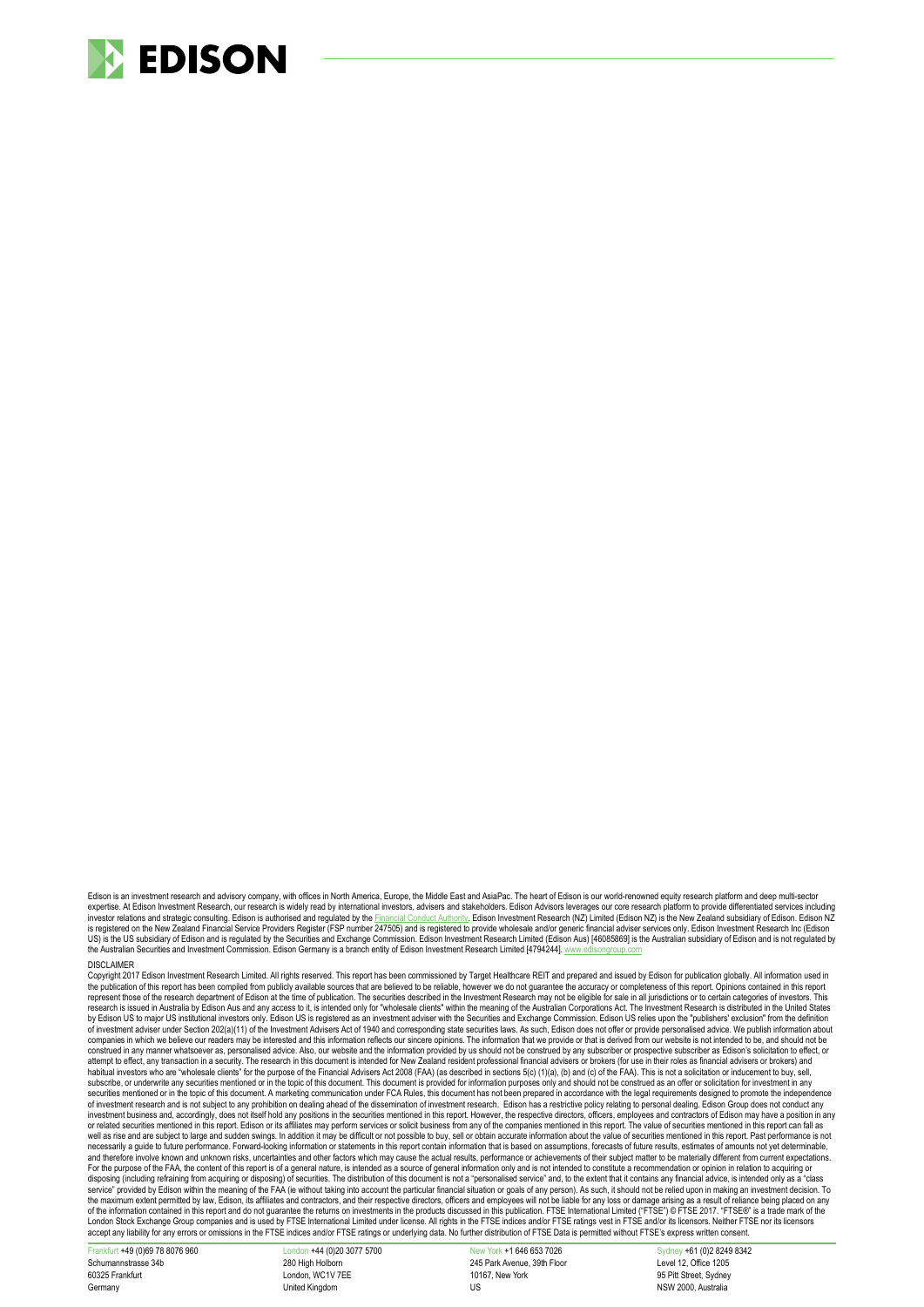Edison is an investment research and advisory company, with offices in North America, Europe, the Middle East and AsiaPac. The heart of Edison is our world-renowned equity research platform and deep multi-sector expertise. At Edison Investment Research, our research is widely read by international investors, advisers and stakeholders. Edison Advisors leverages our core research platform to provide differentiated services including investor relations and strategic consulting. Edison is authorised and regulated by the Financial Conduct Authority. Edison Investment Research (NZ) Limited (Edison NZ) is the New Zealand subsidiary of Edison. Edison NZ is registered on the New Zealand Financial Service Providers Register (FSP number 247505) and is registered to provide wholesale and/or generic financial adviser services only. Edison Investment Research Inc (Edison US) is the US subsidiary of Edison and is regulated by the Securities and Exchange Commission. Edison Investment Research Limited (Edison Aus) [46085869] is the Australian subsidiary of Edison and is not regulated by the Australian Securities and Investment Commission. Edison Germany is a branch entity of Edison Investment Research Limited [4794244]. www.edisongroup.com

DISCLAIMER

Copyright 2017 Edison Investment Research Limited. All rights reserved. This report has been commissioned by Target Healthcare REIT and prepared and issued by Edison for publication globally. All information used in the publication of this report has been compiled from publicly available sources that are believed to be reliable, however we do not guarantee the accuracy or completeness of this report. Opinions contained in this report represent those of the research department of Edison at the time of publication. The securities described in the Investment Research may not be eligible for sale in all jurisdictions or to certain categories of investors. This research is issued in Australia by Edison Aus and any access to it, is intended only for "wholesale clients" within the meaning of the Australian Corporations Act. The Investment Research is distributed in the United States by Edison US to major US institutional investors only. Edison US is registered as an investment adviser with the Securities and Exchange Commission. Edison US relies upon the "publishers' exclusion" from the definition of investment adviser under Section 202(a)(11) of the Investment Advisers Act of 1940 and corresponding state securities laws. As such, Edison does not offer or provide personalised advice. We publish information about companies in which we believe our readers may be interested and this information reflects our sincere opinions. The information that we provide or that is derived from our website is not intended to be, and should not be construed in any manner whatsoever as, personalised advice. Also, our website and the information provided by us should not be construed by any subscriber or prospective subscriber as Edison's solicitation to effect, or attempt to effect, any transaction in a security. The research in this document is intended for New Zealand resident professional financial advisers or brokers (for use in their roles as financial advisers or brokers) and habitual investors who are "wholesale clients" for the purpose of the Financial Advisers Act 2008 (FAA) (as described in sections 5(c) (1)(a), (b) and (c) of the FAA). This is not a solicitation or inducement to buy, sell, subscribe, or underwrite any securities mentioned or in the topic of this document. This document is provided for information purposes only and should not be construed as an offer or solicitation for investment in any securities mentioned or in the topic of this document. A marketing communication under FCA Rules, this document has not been prepared in accordance with the legal requirements designed to promote the independence of investment research and is not subject to any prohibition on dealing ahead of the dissemination of investment research. Edison has a restrictive policy relating to personal dealing. Edison Group does not conduct any investment business and, accordingly, does not itself hold any positions in the securities mentioned in this report. However, the respective directors, officers, employees and contractors of Edison may have a position in any or related securities mentioned in this report. Edison or its affiliates may perform services or solicit business from any of the companies mentioned in this report. The value of securities mentioned in this report can fall as well as rise and are subject to large and sudden swings. In addition it may be difficult or not possible to buy, sell or obtain accurate information about the value of securities mentioned in this report. Past performance is not necessarily a guide to future performance. Forward-looking information or statements in this report contain information that is based on assumptions, forecasts of future results, estimates of amounts not yet determinable, and therefore involve known and unknown risks, uncertainties and other factors which may cause the actual results, performance or achievements of their subject matter to be materially different from current expectations. For the purpose of the FAA, the content of this report is of a general nature, is intended as a source of general information only and is not intended to constitute a recommendation or opinion in relation to acquiring or disposing (including refraining from acquiring or disposing) of securities. The distribution of this document is not a "personalised service" and, to the extent that it contains any financial advice, is intended only as a "class service" provided by Edison within the meaning of the FAA (ie without taking into account the particular financial situation or goals of any person). As such, it should not be relied upon in making an investment decision. To the maximum extent permitted by law, Edison, its affiliates and contractors, and their respective directors, officers and employees will not be liable for any loss or damage arising as a result of reliance being placed on any of the information contained in this report and do not guarantee the returns on investments in the products discussed in this publication. FTSE International Limited ("FTSE") © FTSE 2017. "FTSE®" is a trade mark of the London Stock Exchange Group companies and is used by FTSE International Limited under license. All rights in the FTSE indices and/or FTSE ratings vest in FTSE and/or its licensors. Neither FTSE nor its licensors accept any liability for any errors or omissions in the FTSE indices and/or FTSE ratings or underlying data. No further distribution of FTSE Data is permitted without FTSE's express written consent.

Frankfurt +49 (0)69 78 8076 960
Schumannstrasse 34b
60325 Frankfurt
Germany

London +44 (0)20 3077 5700
280 High Holborn
London, WC1V 7EE
United Kingdom

New York +1 646 653 7026
245 Park Avenue, 39th Floor
10167, New York
US

Sydney +61 (0)2 8249 8342
Level 12, Office 1205
95 Pitt Street, Sydney
NSW 2000, Australia